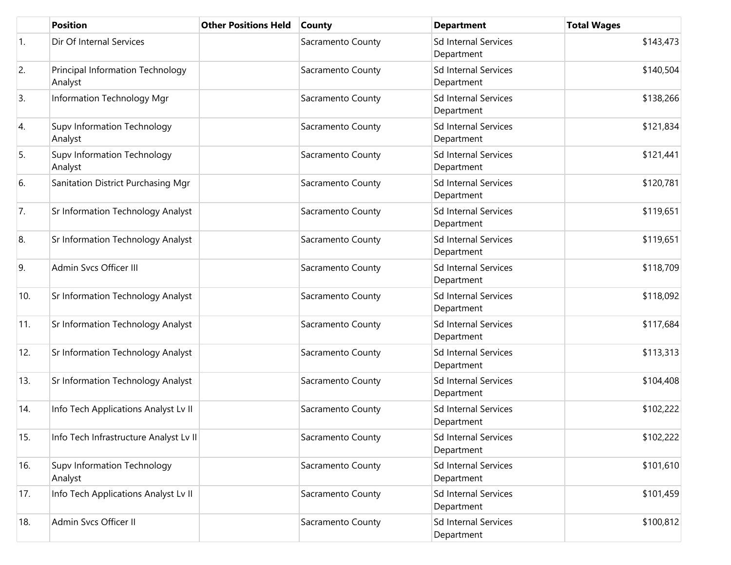|  | Position | Other Positions Held | County | Department | Total Wages |
|---|---|---|---|---|---|
| 1. | Dir Of Internal Services |  | Sacramento County | Sd Internal Services Department | $143,473 |
| 2. | Principal Information Technology Analyst |  | Sacramento County | Sd Internal Services Department | $140,504 |
| 3. | Information Technology Mgr |  | Sacramento County | Sd Internal Services Department | $138,266 |
| 4. | Supv Information Technology Analyst |  | Sacramento County | Sd Internal Services Department | $121,834 |
| 5. | Supv Information Technology Analyst |  | Sacramento County | Sd Internal Services Department | $121,441 |
| 6. | Sanitation District Purchasing Mgr |  | Sacramento County | Sd Internal Services Department | $120,781 |
| 7. | Sr Information Technology Analyst |  | Sacramento County | Sd Internal Services Department | $119,651 |
| 8. | Sr Information Technology Analyst |  | Sacramento County | Sd Internal Services Department | $119,651 |
| 9. | Admin Svcs Officer III |  | Sacramento County | Sd Internal Services Department | $118,709 |
| 10. | Sr Information Technology Analyst |  | Sacramento County | Sd Internal Services Department | $118,092 |
| 11. | Sr Information Technology Analyst |  | Sacramento County | Sd Internal Services Department | $117,684 |
| 12. | Sr Information Technology Analyst |  | Sacramento County | Sd Internal Services Department | $113,313 |
| 13. | Sr Information Technology Analyst |  | Sacramento County | Sd Internal Services Department | $104,408 |
| 14. | Info Tech Applications Analyst Lv II |  | Sacramento County | Sd Internal Services Department | $102,222 |
| 15. | Info Tech Infrastructure Analyst Lv II |  | Sacramento County | Sd Internal Services Department | $102,222 |
| 16. | Supv Information Technology Analyst |  | Sacramento County | Sd Internal Services Department | $101,610 |
| 17. | Info Tech Applications Analyst Lv II |  | Sacramento County | Sd Internal Services Department | $101,459 |
| 18. | Admin Svcs Officer II |  | Sacramento County | Sd Internal Services Department | $100,812 |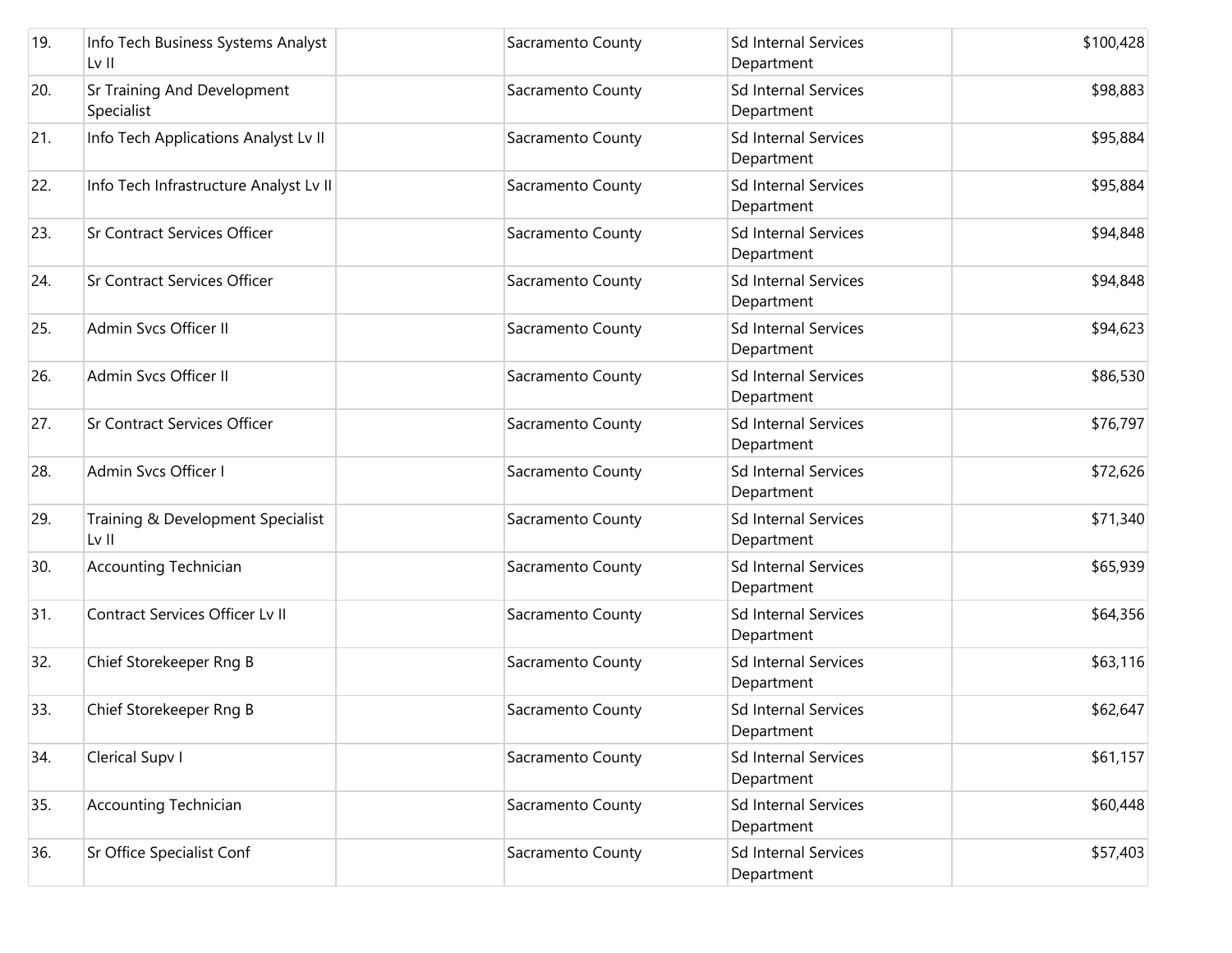| | | | | | |
|---|---|---|---|---|---|
| 19. | Info Tech Business Systems Analyst Lv II | | Sacramento County | Sd Internal Services Department | $100,428 |
| 20. | Sr Training And Development Specialist | | Sacramento County | Sd Internal Services Department | $98,883 |
| 21. | Info Tech Applications Analyst Lv II | | Sacramento County | Sd Internal Services Department | $95,884 |
| 22. | Info Tech Infrastructure Analyst Lv II | | Sacramento County | Sd Internal Services Department | $95,884 |
| 23. | Sr Contract Services Officer | | Sacramento County | Sd Internal Services Department | $94,848 |
| 24. | Sr Contract Services Officer | | Sacramento County | Sd Internal Services Department | $94,848 |
| 25. | Admin Svcs Officer II | | Sacramento County | Sd Internal Services Department | $94,623 |
| 26. | Admin Svcs Officer II | | Sacramento County | Sd Internal Services Department | $86,530 |
| 27. | Sr Contract Services Officer | | Sacramento County | Sd Internal Services Department | $76,797 |
| 28. | Admin Svcs Officer I | | Sacramento County | Sd Internal Services Department | $72,626 |
| 29. | Training & Development Specialist Lv II | | Sacramento County | Sd Internal Services Department | $71,340 |
| 30. | Accounting Technician | | Sacramento County | Sd Internal Services Department | $65,939 |
| 31. | Contract Services Officer Lv II | | Sacramento County | Sd Internal Services Department | $64,356 |
| 32. | Chief Storekeeper Rng B | | Sacramento County | Sd Internal Services Department | $63,116 |
| 33. | Chief Storekeeper Rng B | | Sacramento County | Sd Internal Services Department | $62,647 |
| 34. | Clerical Supv I | | Sacramento County | Sd Internal Services Department | $61,157 |
| 35. | Accounting Technician | | Sacramento County | Sd Internal Services Department | $60,448 |
| 36. | Sr Office Specialist Conf | | Sacramento County | Sd Internal Services Department | $57,403 |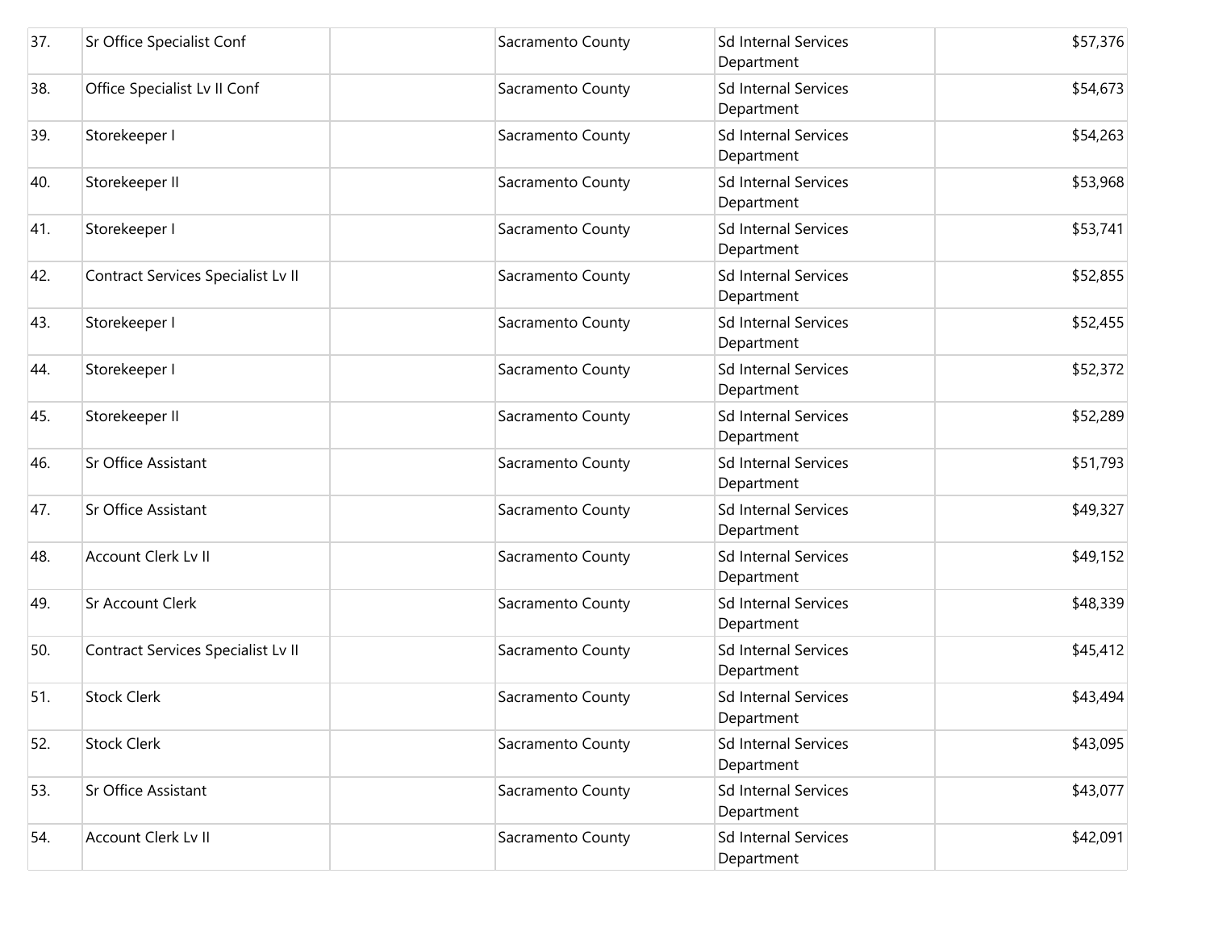| | | | | | |
|---|---|---|---|---|---|
| 37. | Sr Office Specialist Conf | | Sacramento County | Sd Internal Services Department | $57,376 |
| 38. | Office Specialist Lv II Conf | | Sacramento County | Sd Internal Services Department | $54,673 |
| 39. | Storekeeper I | | Sacramento County | Sd Internal Services Department | $54,263 |
| 40. | Storekeeper II | | Sacramento County | Sd Internal Services Department | $53,968 |
| 41. | Storekeeper I | | Sacramento County | Sd Internal Services Department | $53,741 |
| 42. | Contract Services Specialist Lv II | | Sacramento County | Sd Internal Services Department | $52,855 |
| 43. | Storekeeper I | | Sacramento County | Sd Internal Services Department | $52,455 |
| 44. | Storekeeper I | | Sacramento County | Sd Internal Services Department | $52,372 |
| 45. | Storekeeper II | | Sacramento County | Sd Internal Services Department | $52,289 |
| 46. | Sr Office Assistant | | Sacramento County | Sd Internal Services Department | $51,793 |
| 47. | Sr Office Assistant | | Sacramento County | Sd Internal Services Department | $49,327 |
| 48. | Account Clerk Lv II | | Sacramento County | Sd Internal Services Department | $49,152 |
| 49. | Sr Account Clerk | | Sacramento County | Sd Internal Services Department | $48,339 |
| 50. | Contract Services Specialist Lv II | | Sacramento County | Sd Internal Services Department | $45,412 |
| 51. | Stock Clerk | | Sacramento County | Sd Internal Services Department | $43,494 |
| 52. | Stock Clerk | | Sacramento County | Sd Internal Services Department | $43,095 |
| 53. | Sr Office Assistant | | Sacramento County | Sd Internal Services Department | $43,077 |
| 54. | Account Clerk Lv II | | Sacramento County | Sd Internal Services Department | $42,091 |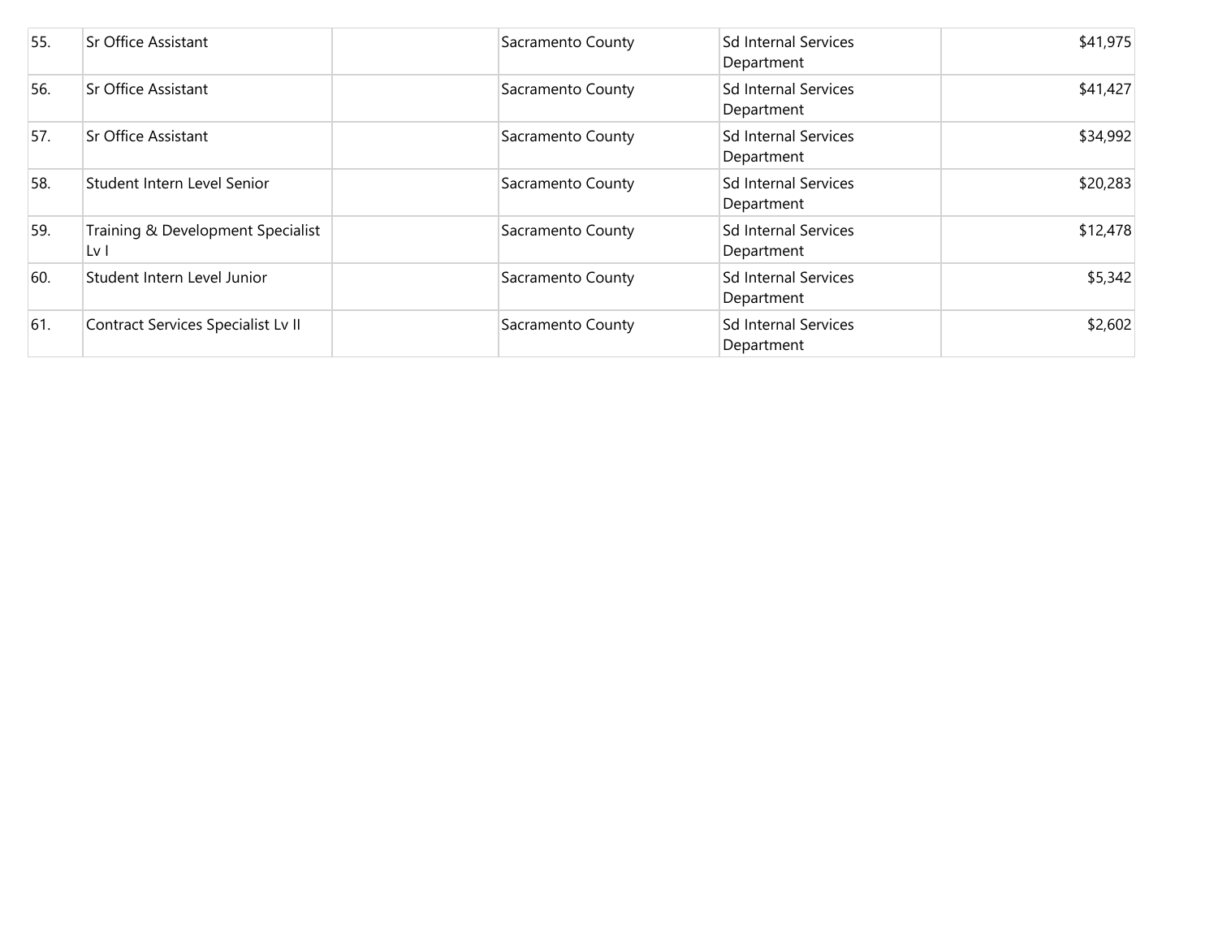| | | | | | |
|---|---|---|---|---|---|
| 55. | Sr Office Assistant | | Sacramento County | Sd Internal Services Department | $41,975 |
| 56. | Sr Office Assistant | | Sacramento County | Sd Internal Services Department | $41,427 |
| 57. | Sr Office Assistant | | Sacramento County | Sd Internal Services Department | $34,992 |
| 58. | Student Intern Level Senior | | Sacramento County | Sd Internal Services Department | $20,283 |
| 59. | Training & Development Specialist Lv I | | Sacramento County | Sd Internal Services Department | $12,478 |
| 60. | Student Intern Level Junior | | Sacramento County | Sd Internal Services Department | $5,342 |
| 61. | Contract Services Specialist Lv II | | Sacramento County | Sd Internal Services Department | $2,602 |